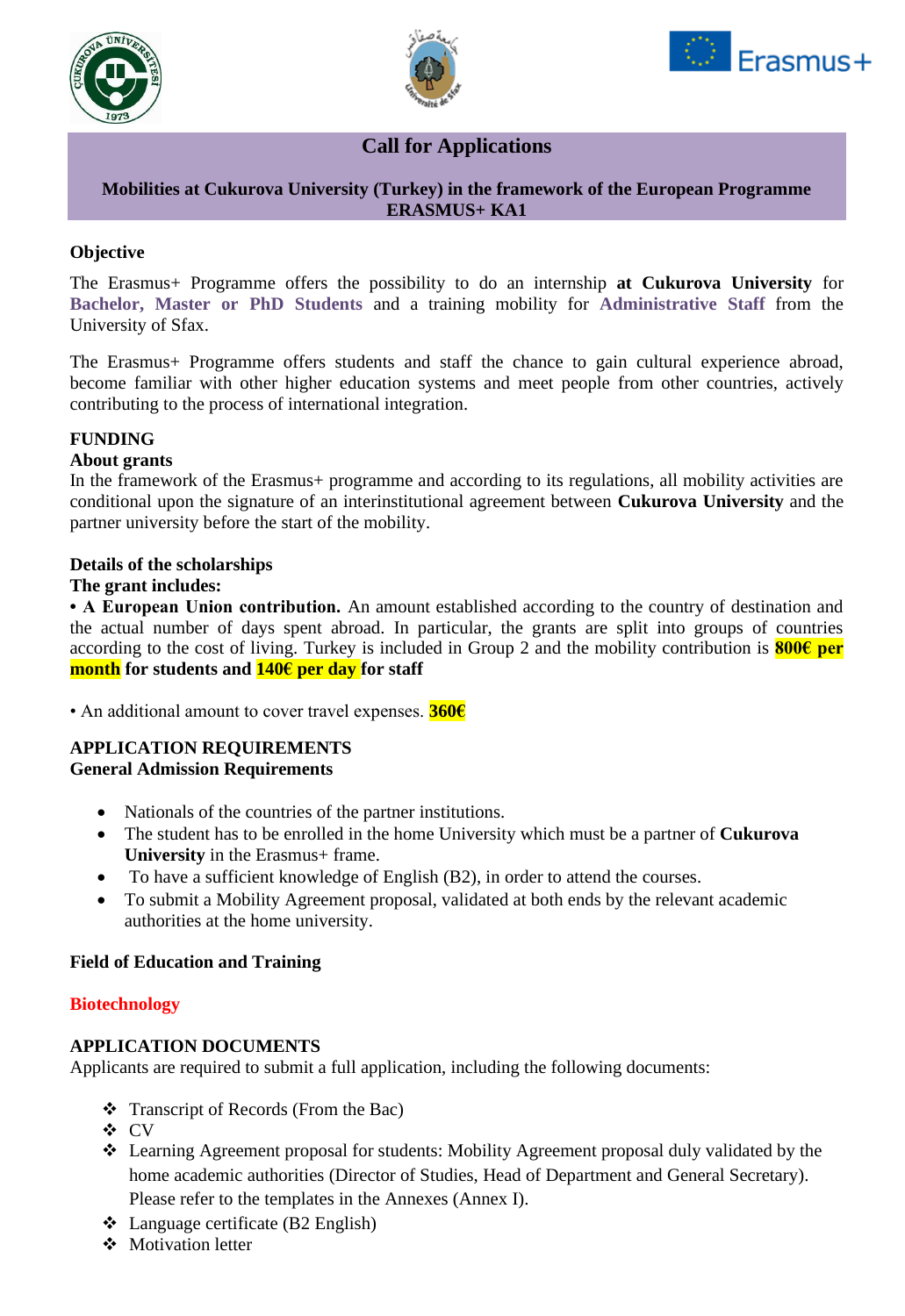# Call for Applications

**Mobilities at Cukurova University (Turkey) in the framework of the European Programme ERASMUS+ KA1**

## Objective

The Erasmus+ Programme offers the possibility to do an internship **at Cukurova University** for **Bachelor, Master or PhD Students** and a training mobility for **Administrative Staff** from the University of Sfax.

The Erasmus+ Programme offers students and staff the chance to gain cultural experience abroad, become familiar with other higher education systems and meet people from other countries, actively contributing to the process of international integration.

## FUNDING

### About grants

In the framework of the Erasmus+ programme and according to its regulations, all mobility activities are conditional upon the signature of an interinstitutional agreement between **Cukurova University** and the partner university before the start of the mobility.

### Details of the scholarships

**The grant includes:**

- **A European Union contribution.** An amount established according to the country of destination and the actual number of days spent abroad. In particular, the grants are split into groups of countries according to the cost of living. Turkey is included in Group 2 and the mobility contribution is **800€ per month for students and 140€ per day for staff**

- An additional amount to cover travel expenses. **360€**

## APPLICATION REQUIREMENTS

### General Admission Requirements

- Nationals of the countries of the partner institutions.
- The student has to be enrolled in the home University which must be a partner of **Cukurova University** in the Erasmus+ frame.
- To have a sufficient knowledge of English (B2), in order to attend the courses.
- To submit a Mobility Agreement proposal, validated at both ends by the relevant academic authorities at the home university.

### Field of Education and Training

**Biotechnology**

## APPLICATION DOCUMENTS

Applicants are required to submit a full application, including the following documents:

- Transcript of Records (From the Bac)
- CV
- Learning Agreement proposal for students: Mobility Agreement proposal duly validated by the home academic authorities (Director of Studies, Head of Department and General Secretary). Please refer to the templates in the Annexes (Annex I).
- Language certificate (B2 English)
- Motivation letter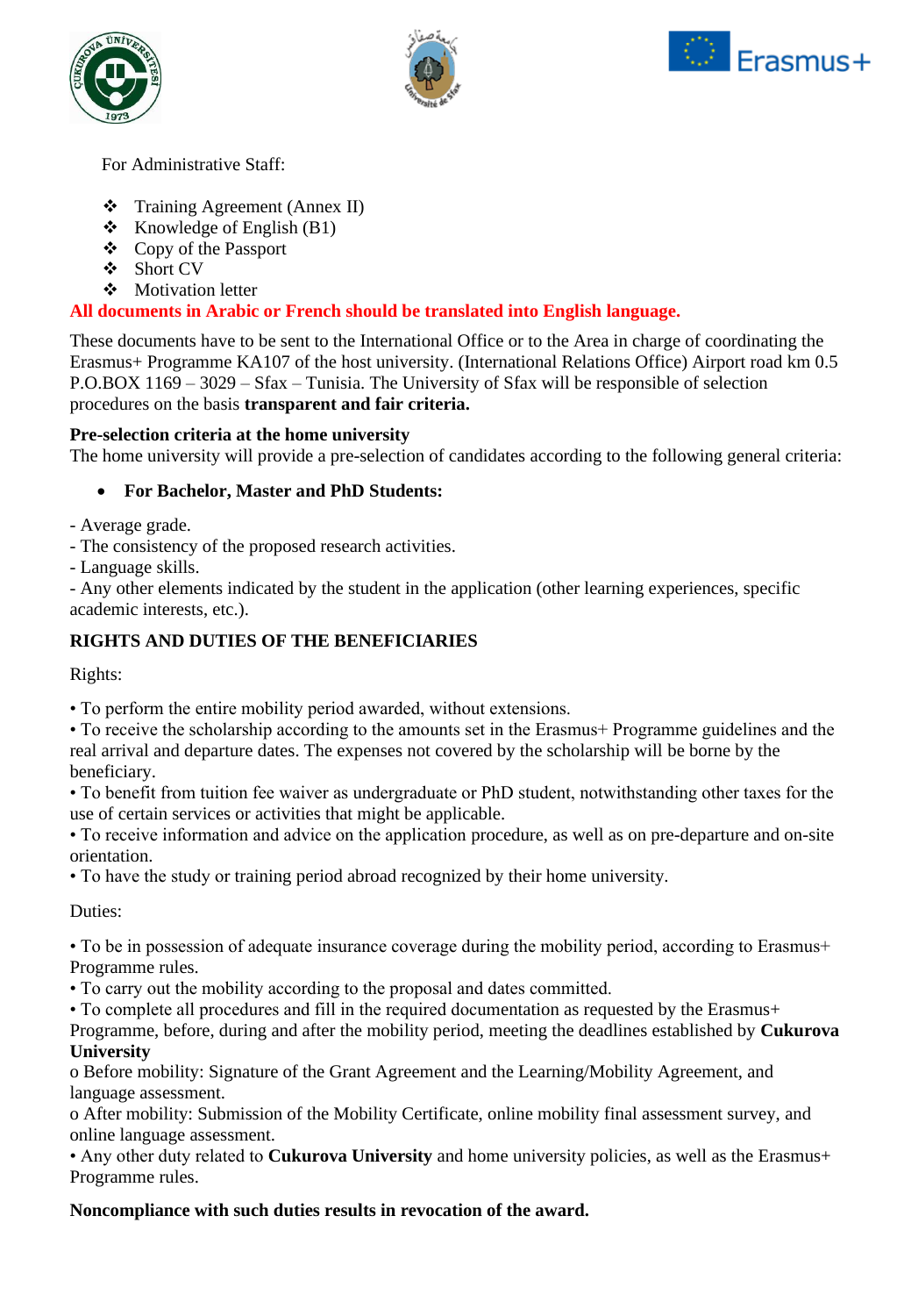For Administrative Staff:

- Training Agreement (Annex II)
- Knowledge of English (B1)
- Copy of the Passport
- Short CV
- Motivation letter

**All documents in Arabic or French should be translated into English language.**

These documents have to be sent to the International Office or to the Area in charge of coordinating the Erasmus+ Programme KA107 of the host university. (International Relations Office) Airport road km 0.5 P.O.BOX 1169 – 3029 – Sfax – Tunisia. The University of Sfax will be responsible of selection procedures on the basis **transparent and fair criteria.**

**Pre-selection criteria at the home university**

The home university will provide a pre-selection of candidates according to the following general criteria:

- **For Bachelor, Master and PhD Students:**

- Average grade.
- The consistency of the proposed research activities.
- Language skills.
- Any other elements indicated by the student in the application (other learning experiences, specific academic interests, etc.).

**RIGHTS AND DUTIES OF THE BENEFICIARIES**

Rights:

• To perform the entire mobility period awarded, without extensions.
• To receive the scholarship according to the amounts set in the Erasmus+ Programme guidelines and the real arrival and departure dates. The expenses not covered by the scholarship will be borne by the beneficiary.
• To benefit from tuition fee waiver as undergraduate or PhD student, notwithstanding other taxes for the use of certain services or activities that might be applicable.
• To receive information and advice on the application procedure, as well as on pre-departure and on-site orientation.
• To have the study or training period abroad recognized by their home university.

Duties:

• To be in possession of adequate insurance coverage during the mobility period, according to Erasmus+ Programme rules.
• To carry out the mobility according to the proposal and dates committed.
• To complete all procedures and fill in the required documentation as requested by the Erasmus+ Programme, before, during and after the mobility period, meeting the deadlines established by **Cukurova University**
o Before mobility: Signature of the Grant Agreement and the Learning/Mobility Agreement, and language assessment.
o After mobility: Submission of the Mobility Certificate, online mobility final assessment survey, and online language assessment.
• Any other duty related to **Cukurova University** and home university policies, as well as the Erasmus+ Programme rules.

**Noncompliance with such duties results in revocation of the award.**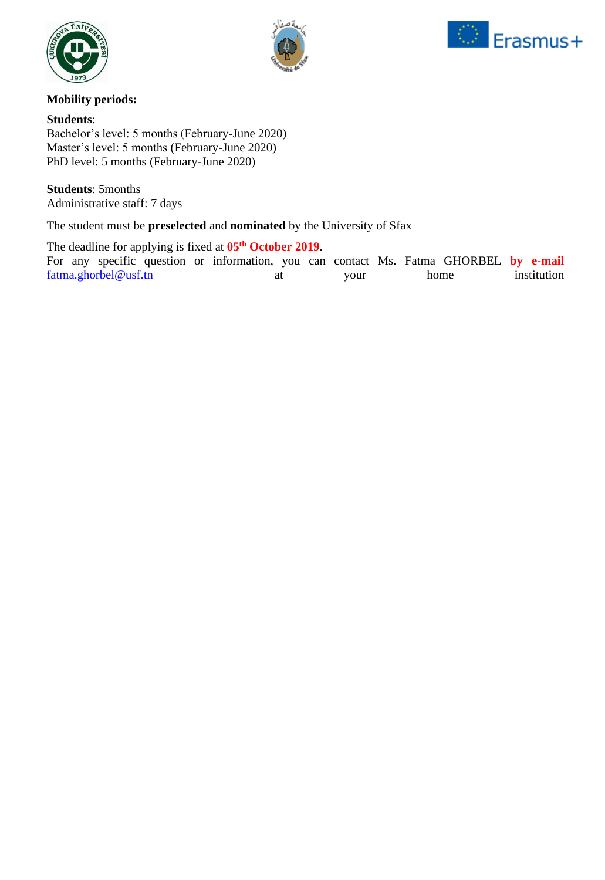**Mobility periods:**

**Students**:
Bachelor's level: 5 months (February-June 2020)
Master's level: 5 months (February-June 2020)
PhD level: 5 months (February-June 2020)

**Students**: 5months
Administrative staff: 7 days

The student must be **preselected** and **nominated** by the University of Sfax

The deadline for applying is fixed at **05th October 2019**.
For any specific question or information, you can contact Ms. Fatma GHORBEL **by e-mail** fatma.ghorbel@usf.tn at your home institution